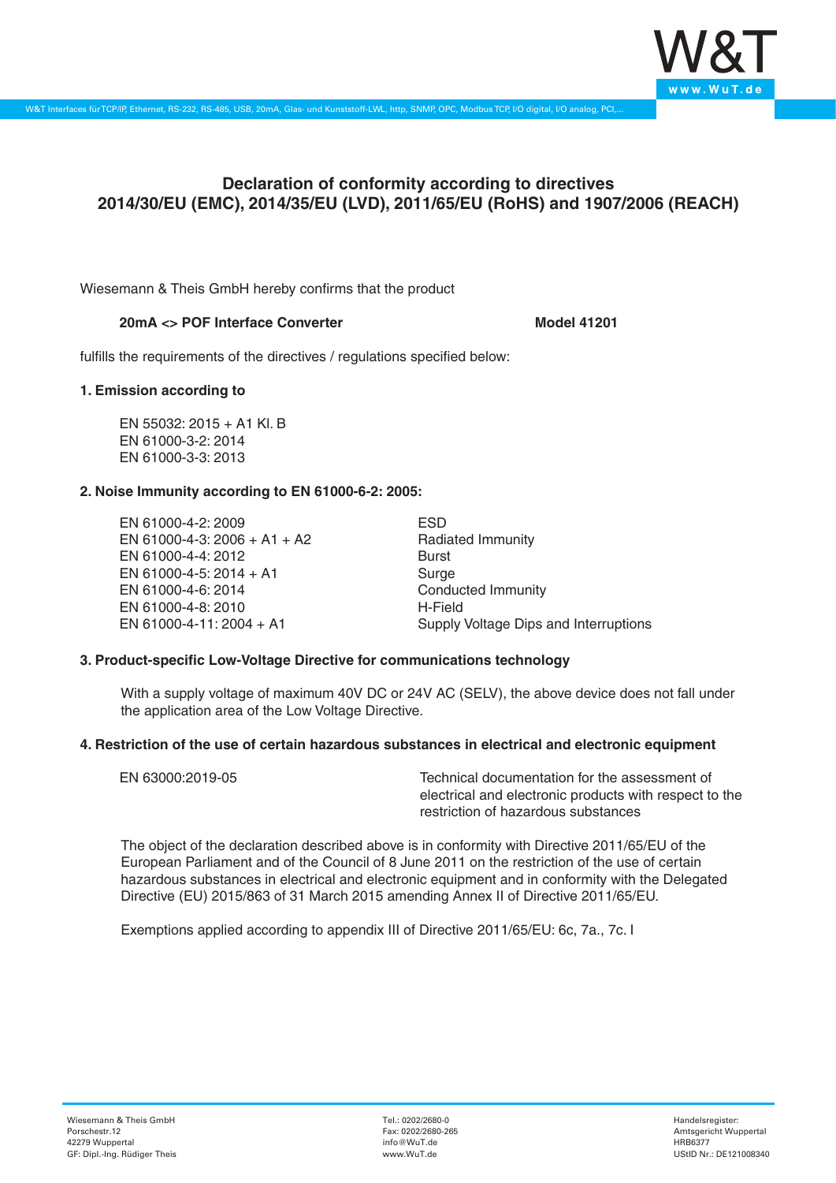# Declaration of conformity according to directives 2014/30/EU (EMC), 2014/35/EU (LVD), 2011/65/EU (RoHS) and 1907/2006 (REACH)

Wiesemann & Theis GmbH hereby confirms that the product

**20mA <> POF Interface Converter** **Model 41201**

fulfills the requirements of the directives / regulations specified below:

**1. Emission according to**

EN 55032: 2015 + A1 Kl. B
EN 61000-3-2: 2014
EN 61000-3-3: 2013

**2. Noise Immunity according to EN 61000-6-2: 2005:**

| | |
|---|---|
| EN 61000-4-2: 2009 | ESD |
| EN 61000-4-3: 2006 + A1 + A2 | Radiated Immunity |
| EN 61000-4-4: 2012 | Burst |
| EN 61000-4-5: 2014 + A1 | Surge |
| EN 61000-4-6: 2014 | Conducted Immunity |
| EN 61000-4-8: 2010 | H-Field |
| EN 61000-4-11: 2004 + A1 | Supply Voltage Dips and Interruptions |

**3. Product-specific Low-Voltage Directive for communications technology**

With a supply voltage of maximum 40V DC or 24V AC (SELV), the above device does not fall under the application area of the Low Voltage Directive.

**4. Restriction of the use of certain hazardous substances in electrical and electronic equipment**

| | |
|---|---|
| EN 63000:2019-05 | Technical documentation for the assessment of electrical and electronic products with respect to the restriction of hazardous substances |

The object of the declaration described above is in conformity with Directive 2011/65/EU of the European Parliament and of the Council of 8 June 2011 on the restriction of the use of certain hazardous substances in electrical and electronic equipment and in conformity with the Delegated Directive (EU) 2015/863 of 31 March 2015 amending Annex II of Directive 2011/65/EU.

Exemptions applied according to appendix III of Directive 2011/65/EU: 6c, 7a., 7c. I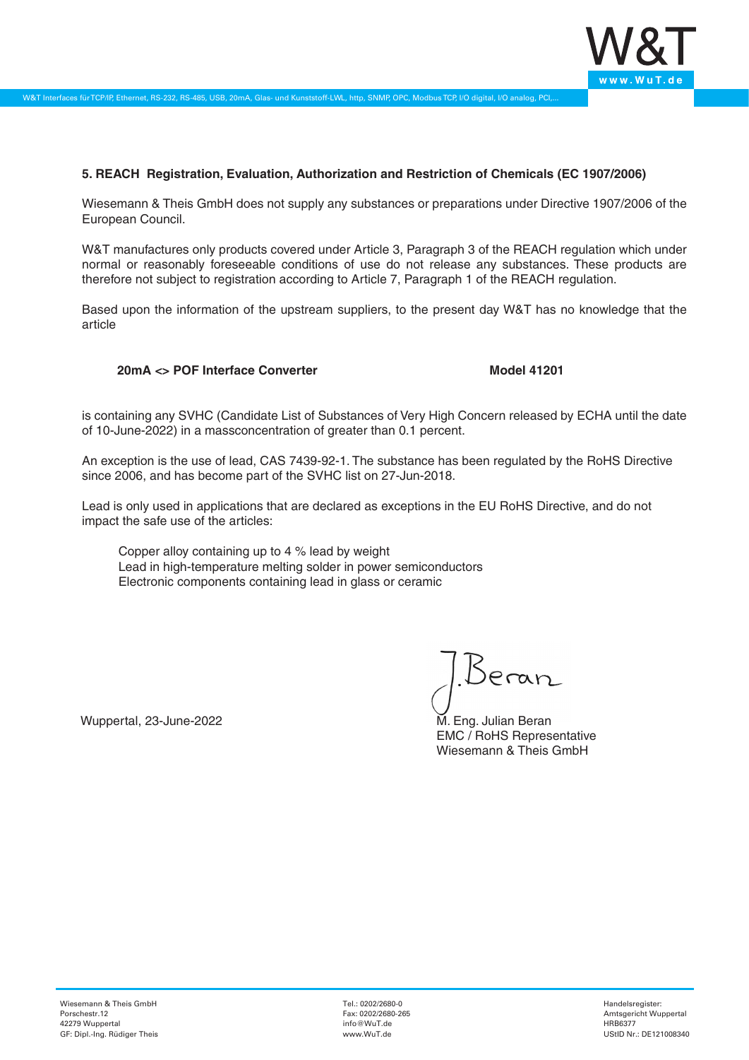## 5. REACH Registration, Evaluation, Authorization and Restriction of Chemicals (EC 1907/2006)

Wiesemann & Theis GmbH does not supply any substances or preparations under Directive 1907/2006 of the European Council.

W&T manufactures only products covered under Article 3, Paragraph 3 of the REACH regulation which under normal or reasonably foreseeable conditions of use do not release any substances. These products are therefore not subject to registration according to Article 7, Paragraph 1 of the REACH regulation.

Based upon the information of the upstream suppliers, to the present day W&T has no knowledge that the article

**20mA <> POF Interface Converter** **Model 41201**

is containing any SVHC (Candidate List of Substances of Very High Concern released by ECHA until the date of 10-June-2022) in a massconcentration of greater than 0.1 percent.

An exception is the use of lead, CAS 7439-92-1. The substance has been regulated by the RoHS Directive since 2006, and has become part of the SVHC list on 27-Jun-2018.

Lead is only used in applications that are declared as exceptions in the EU RoHS Directive, and do not impact the safe use of the articles:

Copper alloy containing up to 4 % lead by weight
Lead in high-temperature melting solder in power semiconductors
Electronic components containing lead in glass or ceramic

Wuppertal, 23-June-2022

J. Beran

M. Eng. Julian Beran
EMC / RoHS Representative
Wiesemann & Theis GmbH